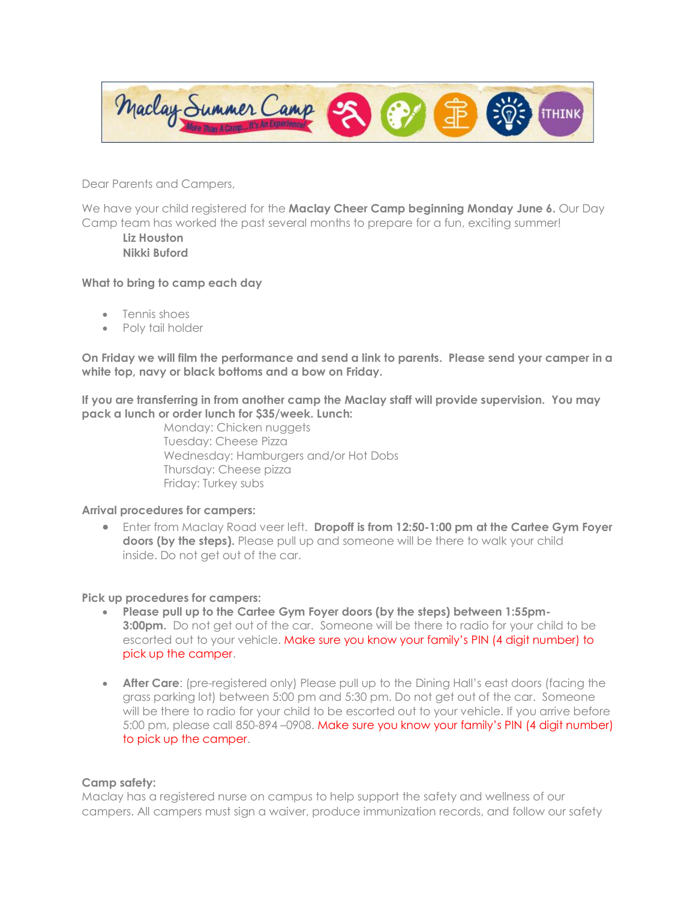Dear Parents and Campers,

We have your child registered for the **Maclay Cheer Camp beginning Monday June 6.** Our Day Camp team has worked the past several months to prepare for a fun, exciting summer!

**Liz Houston**
**Nikki Buford**

**What to bring to camp each day**

- Tennis shoes
- Poly tail holder

**On Friday we will film the performance and send a link to parents. Please send your camper in a white top, navy or black bottoms and a bow on Friday.**

**If you are transferring in from another camp the Maclay staff will provide supervision. You may pack a lunch or order lunch for $35/week. Lunch:**

Monday: Chicken nuggets
Tuesday: Cheese Pizza
Wednesday: Hamburgers and/or Hot Dobs
Thursday: Cheese pizza
Friday: Turkey subs

**Arrival procedures for campers:**

- Enter from Maclay Road veer left. **Dropoff is from 12:50-1:00 pm at the Cartee Gym Foyer doors (by the steps).** Please pull up and someone will be there to walk your child inside. Do not get out of the car.

**Pick up procedures for campers:**

- **Please pull up to the Cartee Gym Foyer doors (by the steps) between 1:55pm-3:00pm.** Do not get out of the car. Someone will be there to radio for your child to be escorted out to your vehicle. Make sure you know your family's PIN (4 digit number) to pick up the camper.
- **After Care**: (pre-registered only) Please pull up to the Dining Hall's east doors (facing the grass parking lot) between 5:00 pm and 5:30 pm. Do not get out of the car. Someone will be there to radio for your child to be escorted out to your vehicle. If you arrive before 5:00 pm, please call 850-894 –0908. Make sure you know your family's PIN (4 digit number) to pick up the camper.

**Camp safety:**

Maclay has a registered nurse on campus to help support the safety and wellness of our campers. All campers must sign a waiver, produce immunization records, and follow our safety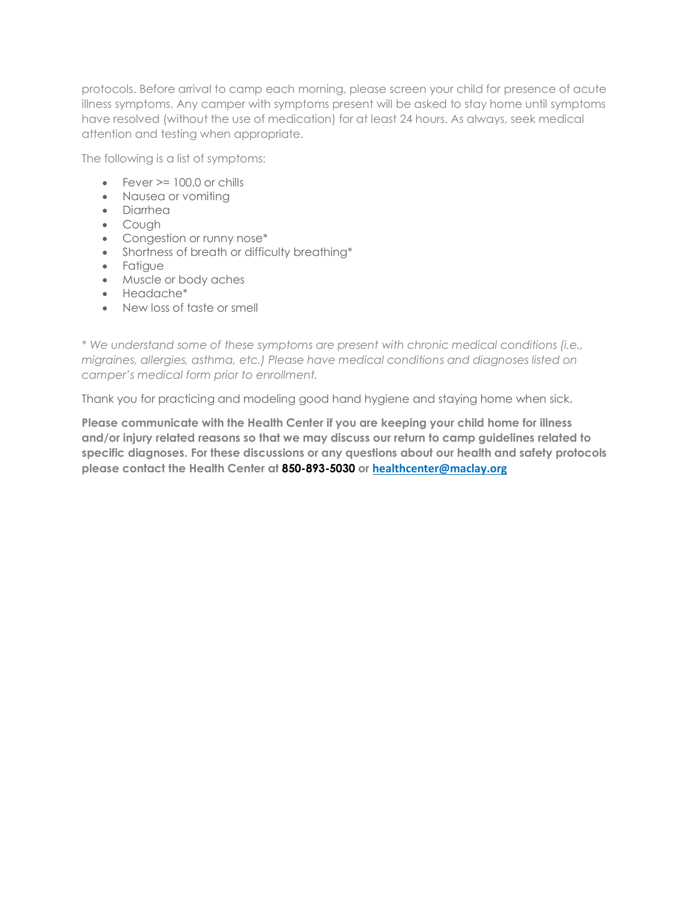protocols. Before arrival to camp each morning, please screen your child for presence of acute illness symptoms. Any camper with symptoms present will be asked to stay home until symptoms have resolved (without the use of medication) for at least 24 hours. As always, seek medical attention and testing when appropriate.

The following is a list of symptoms:

- Fever >= 100.0 or chills
- Nausea or vomiting
- Diarrhea
- Cough
- Congestion or runny nose*
- Shortness of breath or difficulty breathing*
- Fatigue
- Muscle or body aches
- Headache*
- New loss of taste or smell

*\* We understand some of these symptoms are present with chronic medical conditions (i.e., migraines, allergies, asthma, etc.) Please have medical conditions and diagnoses listed on camper's medical form prior to enrollment.*

Thank you for practicing and modeling good hand hygiene and staying home when sick.

**Please communicate with the Health Center if you are keeping your child home for illness and/or injury related reasons so that we may discuss our return to camp guidelines related to specific diagnoses. For these discussions or any questions about our health and safety protocols please contact the Health Center at 850-893-5030 or [healthcenter@maclay.org](mailto:healthcenter@maclay.org)**